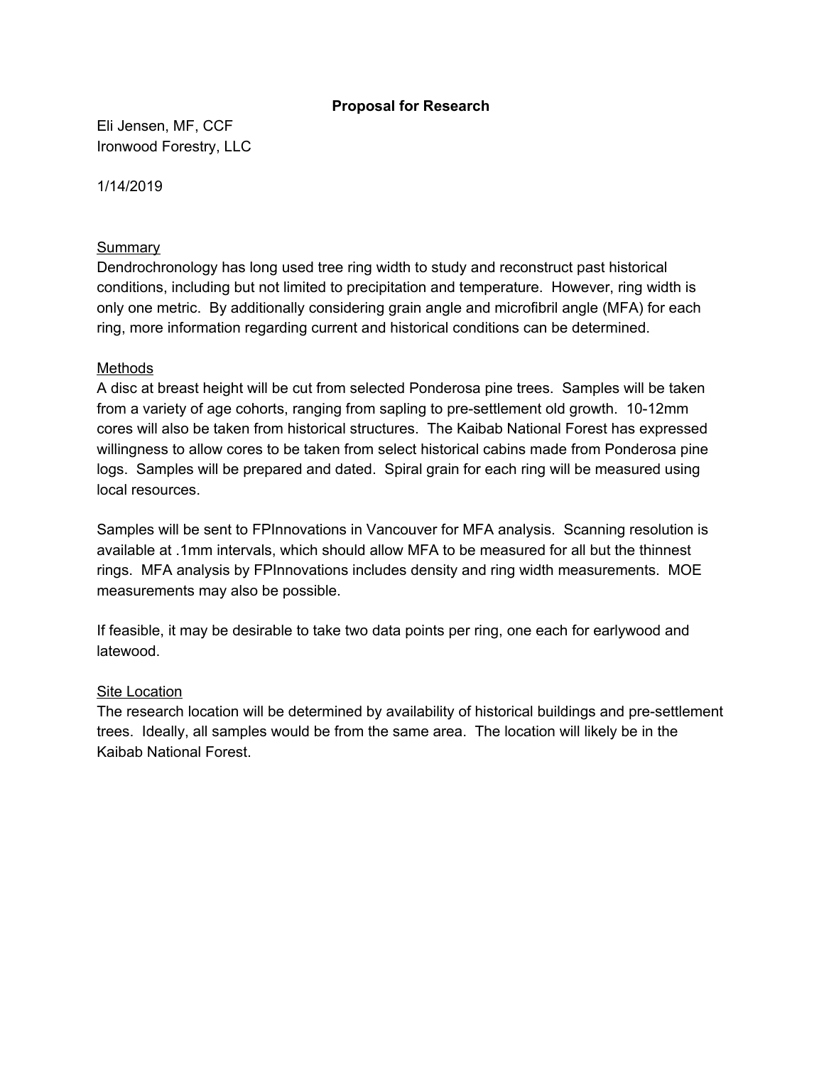# Proposal for Research

Eli Jensen, MF, CCF
Ironwood Forestry, LLC

1/14/2019

## Summary

Dendrochronology has long used tree ring width to study and reconstruct past historical conditions, including but not limited to precipitation and temperature. However, ring width is only one metric. By additionally considering grain angle and microfibril angle (MFA) for each ring, more information regarding current and historical conditions can be determined.

## Methods

A disc at breast height will be cut from selected Ponderosa pine trees. Samples will be taken from a variety of age cohorts, ranging from sapling to pre-settlement old growth. 10-12mm cores will also be taken from historical structures. The Kaibab National Forest has expressed willingness to allow cores to be taken from select historical cabins made from Ponderosa pine logs. Samples will be prepared and dated. Spiral grain for each ring will be measured using local resources.

Samples will be sent to FPInnovations in Vancouver for MFA analysis. Scanning resolution is available at .1mm intervals, which should allow MFA to be measured for all but the thinnest rings. MFA analysis by FPInnovations includes density and ring width measurements. MOE measurements may also be possible.

If feasible, it may be desirable to take two data points per ring, one each for earlywood and latewood.

## Site Location

The research location will be determined by availability of historical buildings and pre-settlement trees. Ideally, all samples would be from the same area. The location will likely be in the Kaibab National Forest.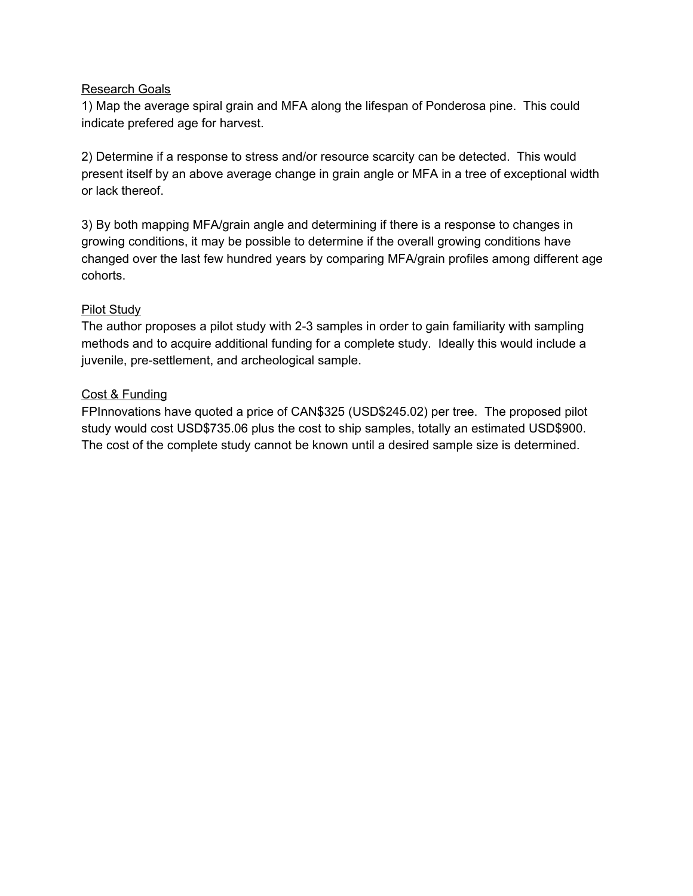## Research Goals

1) Map the average spiral grain and MFA along the lifespan of Ponderosa pine.  This could indicate prefered age for harvest.

2) Determine if a response to stress and/or resource scarcity can be detected.  This would present itself by an above average change in grain angle or MFA in a tree of exceptional width or lack thereof.

3) By both mapping MFA/grain angle and determining if there is a response to changes in growing conditions, it may be possible to determine if the overall growing conditions have changed over the last few hundred years by comparing MFA/grain profiles among different age cohorts.

## Pilot Study

The author proposes a pilot study with 2-3 samples in order to gain familiarity with sampling methods and to acquire additional funding for a complete study.  Ideally this would include a juvenile, pre-settlement, and archeological sample.

## Cost & Funding

FPInnovations have quoted a price of CAN$325 (USD$245.02) per tree.  The proposed pilot study would cost USD$735.06 plus the cost to ship samples, totally an estimated USD$900.  The cost of the complete study cannot be known until a desired sample size is determined.